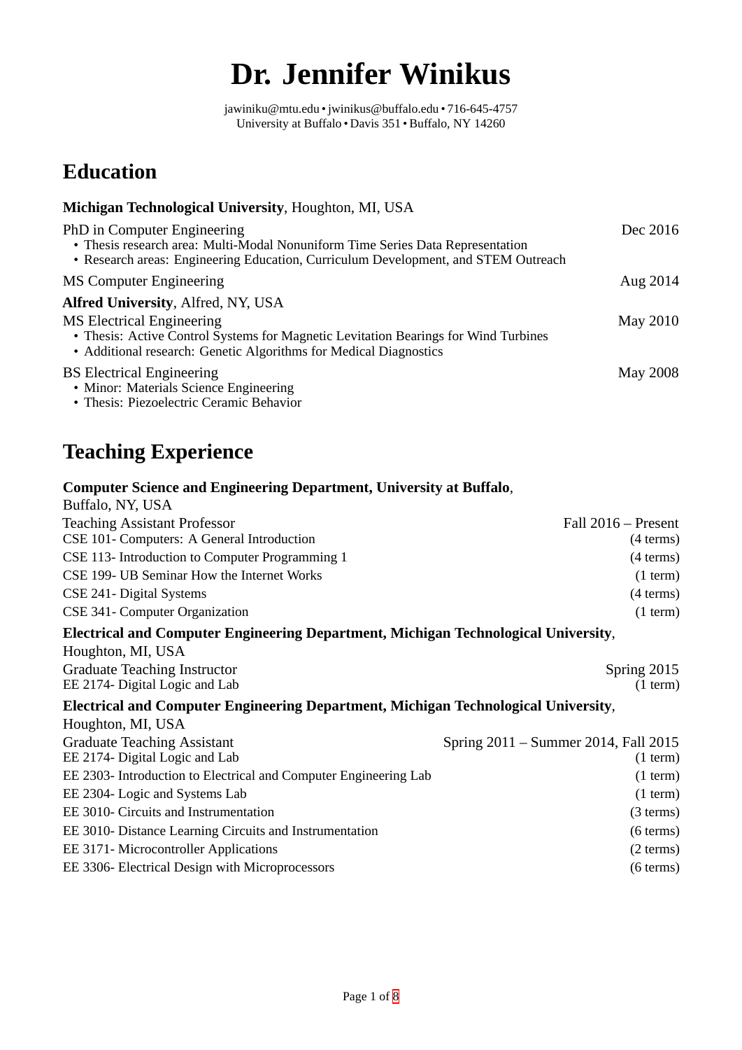# Dr. Jennifer Winikus

jawiniku@mtu.edu • jwinikus@buffalo.edu • 716-645-4757
University at Buffalo • Davis 351 • Buffalo, NY 14260

## Education

**Michigan Technological University**, Houghton, MI, USA

PhD in Computer Engineering — Dec 2016
- Thesis research area: Multi-Modal Nonuniform Time Series Data Representation
- Research areas: Engineering Education, Curriculum Development, and STEM Outreach

MS Computer Engineering — Aug 2014

**Alfred University**, Alfred, NY, USA

MS Electrical Engineering — May 2010
- Thesis: Active Control Systems for Magnetic Levitation Bearings for Wind Turbines
- Additional research: Genetic Algorithms for Medical Diagnostics

BS Electrical Engineering — May 2008
- Minor: Materials Science Engineering
- Thesis: Piezoelectric Ceramic Behavior

## Teaching Experience

**Computer Science and Engineering Department, University at Buffalo**, Buffalo, NY, USA

Teaching Assistant Professor — Fall 2016 – Present

| Course | Terms |
|---|---|
| CSE 101- Computers: A General Introduction | (4 terms) |
| CSE 113- Introduction to Computer Programming 1 | (4 terms) |
| CSE 199- UB Seminar How the Internet Works | (1 term) |
| CSE 241- Digital Systems | (4 terms) |
| CSE 341- Computer Organization | (1 term) |

**Electrical and Computer Engineering Department, Michigan Technological University**, Houghton, MI, USA

Graduate Teaching Instructor — Spring 2015

| Course | Terms |
|---|---|
| EE 2174- Digital Logic and Lab | (1 term) |

**Electrical and Computer Engineering Department, Michigan Technological University**, Houghton, MI, USA

Graduate Teaching Assistant — Spring 2011 – Summer 2014, Fall 2015

| Course | Terms |
|---|---|
| EE 2174- Digital Logic and Lab | (1 term) |
| EE 2303- Introduction to Electrical and Computer Engineering Lab | (1 term) |
| EE 2304- Logic and Systems Lab | (1 term) |
| EE 3010- Circuits and Instrumentation | (3 terms) |
| EE 3010- Distance Learning Circuits and Instrumentation | (6 terms) |
| EE 3171- Microcontroller Applications | (2 terms) |
| EE 3306- Electrical Design with Microprocessors | (6 terms) |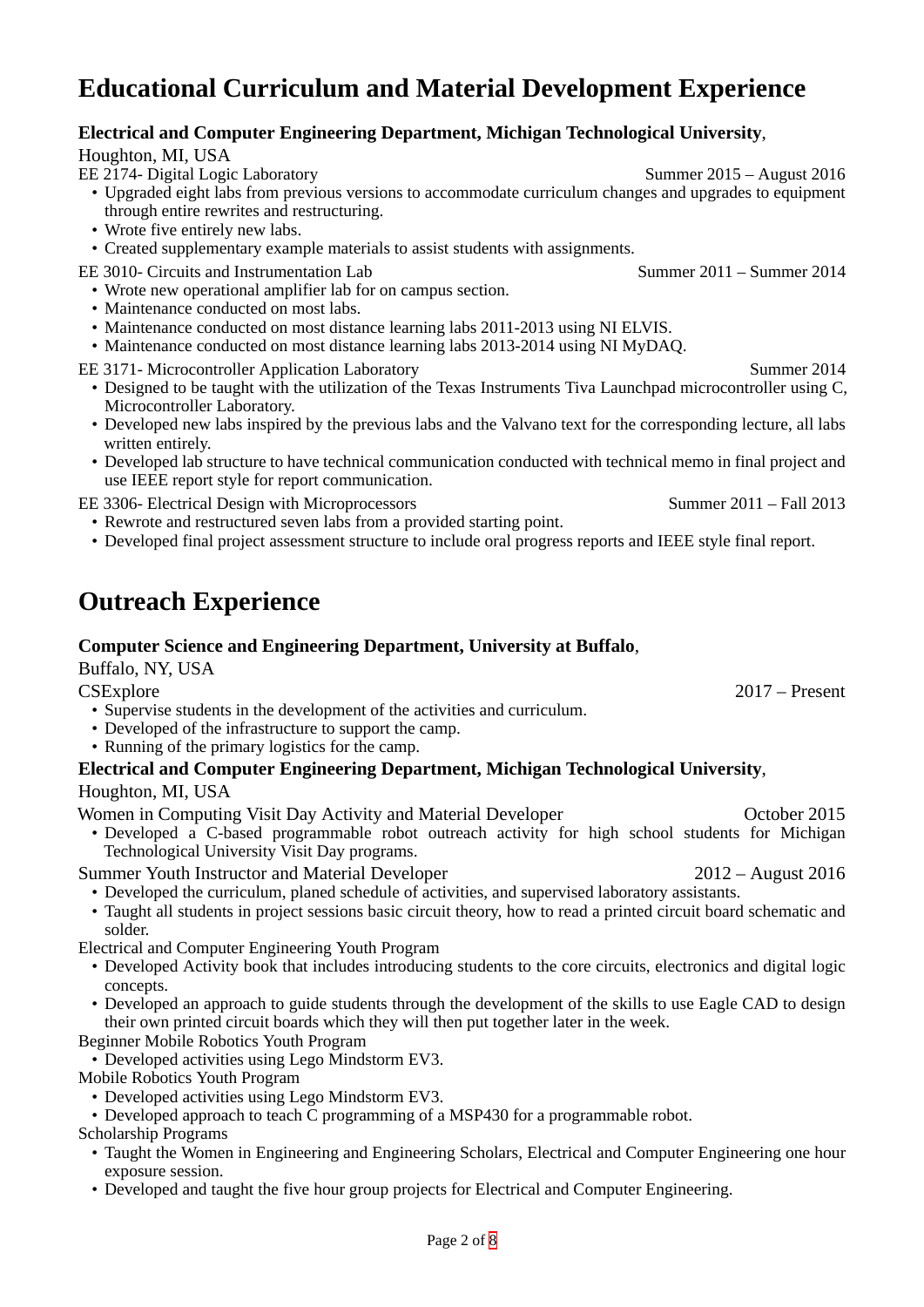# Educational Curriculum and Material Development Experience

**Electrical and Computer Engineering Department, Michigan Technological University**,
Houghton, MI, USA

EE 2174- Digital Logic Laboratory — Summer 2015 – August 2016

- Upgraded eight labs from previous versions to accommodate curriculum changes and upgrades to equipment through entire rewrites and restructuring.
- Wrote five entirely new labs.
- Created supplementary example materials to assist students with assignments.

EE 3010- Circuits and Instrumentation Lab — Summer 2011 – Summer 2014

- Wrote new operational amplifier lab for on campus section.
- Maintenance conducted on most labs.
- Maintenance conducted on most distance learning labs 2011-2013 using NI ELVIS.
- Maintenance conducted on most distance learning labs 2013-2014 using NI MyDAQ.

EE 3171- Microcontroller Application Laboratory — Summer 2014

- Designed to be taught with the utilization of the Texas Instruments Tiva Launchpad microcontroller using C, Microcontroller Laboratory.
- Developed new labs inspired by the previous labs and the Valvano text for the corresponding lecture, all labs written entirely.
- Developed lab structure to have technical communication conducted with technical memo in final project and use IEEE report style for report communication.

EE 3306- Electrical Design with Microprocessors — Summer 2011 – Fall 2013

- Rewrote and restructured seven labs from a provided starting point.
- Developed final project assessment structure to include oral progress reports and IEEE style final report.

# Outreach Experience

**Computer Science and Engineering Department, University at Buffalo**,
Buffalo, NY, USA

CSExplore — 2017 – Present

- Supervise students in the development of the activities and curriculum.
- Developed of the infrastructure to support the camp.
- Running of the primary logistics for the camp.

**Electrical and Computer Engineering Department, Michigan Technological University**,
Houghton, MI, USA

Women in Computing Visit Day Activity and Material Developer — October 2015

- Developed a C-based programmable robot outreach activity for high school students for Michigan Technological University Visit Day programs.

Summer Youth Instructor and Material Developer — 2012 – August 2016

- Developed the curriculum, planed schedule of activities, and supervised laboratory assistants.
- Taught all students in project sessions basic circuit theory, how to read a printed circuit board schematic and solder.

Electrical and Computer Engineering Youth Program

- Developed Activity book that includes introducing students to the core circuits, electronics and digital logic concepts.
- Developed an approach to guide students through the development of the skills to use Eagle CAD to design their own printed circuit boards which they will then put together later in the week.

Beginner Mobile Robotics Youth Program

- Developed activities using Lego Mindstorm EV3.

Mobile Robotics Youth Program

- Developed activities using Lego Mindstorm EV3.
- Developed approach to teach C programming of a MSP430 for a programmable robot.

Scholarship Programs

- Taught the Women in Engineering and Engineering Scholars, Electrical and Computer Engineering one hour exposure session.
- Developed and taught the five hour group projects for Electrical and Computer Engineering.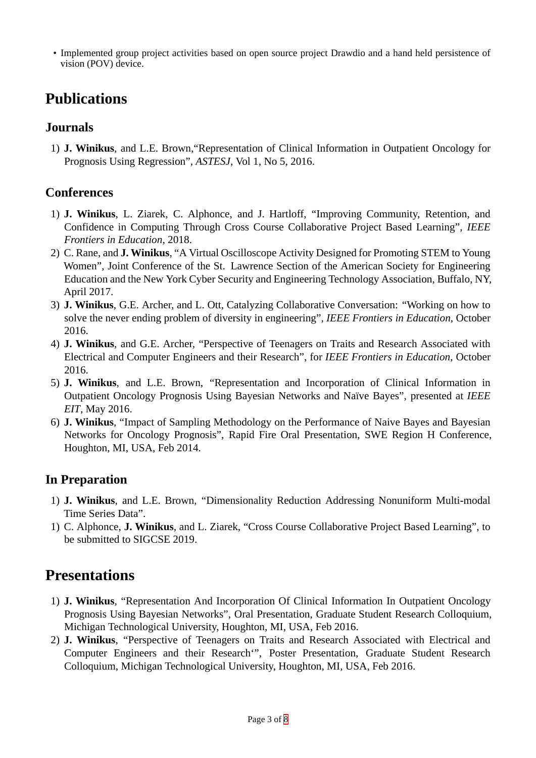- Implemented group project activities based on open source project Drawdio and a hand held persistence of vision (POV) device.

# Publications

## Journals

1) **J. Winikus**, and L.E. Brown,“Representation of Clinical Information in Outpatient Oncology for Prognosis Using Regression”, *ASTESJ*, Vol 1, No 5, 2016.

## Conferences

1) **J. Winikus**, L. Ziarek, C. Alphonce, and J. Hartloff, “Improving Community, Retention, and Confidence in Computing Through Cross Course Collaborative Project Based Learning”, *IEEE Frontiers in Education*, 2018.
2) C. Rane, and **J. Winikus**, “A Virtual Oscilloscope Activity Designed for Promoting STEM to Young Women”, Joint Conference of the St. Lawrence Section of the American Society for Engineering Education and the New York Cyber Security and Engineering Technology Association, Buffalo, NY, April 2017.
3) **J. Winikus**, G.E. Archer, and L. Ott, Catalyzing Collaborative Conversation: “Working on how to solve the never ending problem of diversity in engineering”, *IEEE Frontiers in Education*, October 2016.
4) **J. Winikus**, and G.E. Archer, “Perspective of Teenagers on Traits and Research Associated with Electrical and Computer Engineers and their Research”, for *IEEE Frontiers in Education*, October 2016.
5) **J. Winikus**, and L.E. Brown, “Representation and Incorporation of Clinical Information in Outpatient Oncology Prognosis Using Bayesian Networks and Naïve Bayes”, presented at *IEEE EIT*, May 2016.
6) **J. Winikus**, “Impact of Sampling Methodology on the Performance of Naive Bayes and Bayesian Networks for Oncology Prognosis”, Rapid Fire Oral Presentation, SWE Region H Conference, Houghton, MI, USA, Feb 2014.

## In Preparation

1) **J. Winikus**, and L.E. Brown, “Dimensionality Reduction Addressing Nonuniform Multi-modal Time Series Data”.
1) C. Alphonce, **J. Winikus**, and L. Ziarek, “Cross Course Collaborative Project Based Learning”, to be submitted to SIGCSE 2019.

# Presentations

1) **J. Winikus**, “Representation And Incorporation Of Clinical Information In Outpatient Oncology Prognosis Using Bayesian Networks”, Oral Presentation, Graduate Student Research Colloquium, Michigan Technological University, Houghton, MI, USA, Feb 2016.
2) **J. Winikus**, “Perspective of Teenagers on Traits and Research Associated with Electrical and Computer Engineers and their Research‘”, Poster Presentation, Graduate Student Research Colloquium, Michigan Technological University, Houghton, MI, USA, Feb 2016.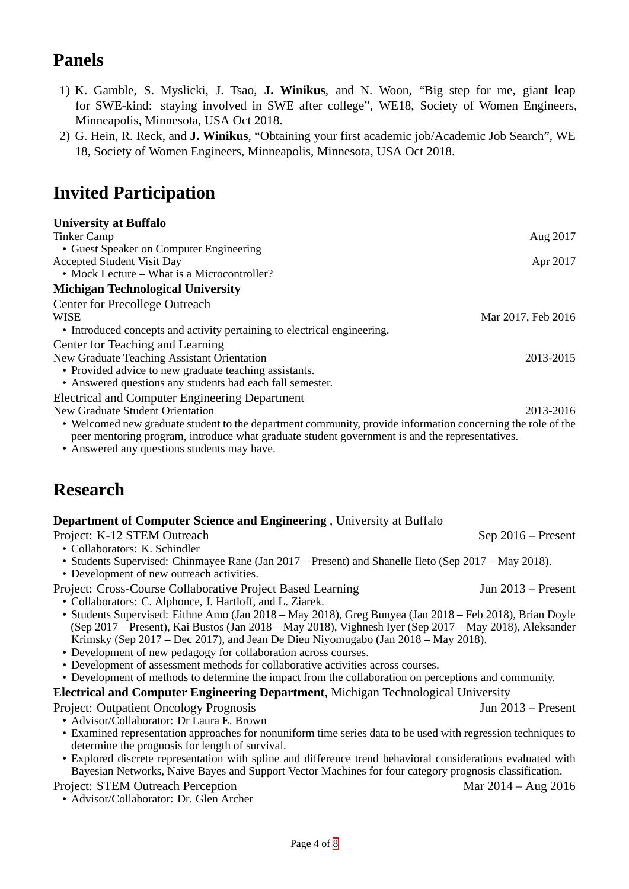# Panels

1) K. Gamble, S. Myslicki, J. Tsao, **J. Winikus**, and N. Woon, "Big step for me, giant leap for SWE-kind: staying involved in SWE after college", WE18, Society of Women Engineers, Minneapolis, Minnesota, USA Oct 2018.
2) G. Hein, R. Reck, and **J. Winikus**, "Obtaining your first academic job/Academic Job Search", WE 18, Society of Women Engineers, Minneapolis, Minnesota, USA Oct 2018.

# Invited Participation

**University at Buffalo**

Tinker Camp — Aug 2017

- Guest Speaker on Computer Engineering

Accepted Student Visit Day — Apr 2017

- Mock Lecture – What is a Microcontroller?

**Michigan Technological University**

Center for Precollege Outreach

WISE — Mar 2017, Feb 2016

- Introduced concepts and activity pertaining to electrical engineering.

Center for Teaching and Learning

New Graduate Teaching Assistant Orientation — 2013-2015

- Provided advice to new graduate teaching assistants.
- Answered questions any students had each fall semester.

Electrical and Computer Engineering Department

New Graduate Student Orientation — 2013-2016

- Welcomed new graduate student to the department community, provide information concerning the role of the peer mentoring program, introduce what graduate student government is and the representatives.
- Answered any questions students may have.

# Research

**Department of Computer Science and Engineering** , University at Buffalo

Project: K-12 STEM Outreach — Sep 2016 – Present

- Collaborators: K. Schindler
- Students Supervised: Chinmayee Rane (Jan 2017 – Present) and Shanelle Ileto (Sep 2017 – May 2018).
- Development of new outreach activities.

Project: Cross-Course Collaborative Project Based Learning — Jun 2013 – Present

- Collaborators: C. Alphonce, J. Hartloff, and L. Ziarek.
- Students Supervised: Eithne Amo (Jan 2018 – May 2018), Greg Bunyea (Jan 2018 – Feb 2018), Brian Doyle (Sep 2017 – Present), Kai Bustos (Jan 2018 – May 2018), Vighnesh Iyer (Sep 2017 – May 2018), Aleksander Krimsky (Sep 2017 – Dec 2017), and Jean De Dieu Niyomugabo (Jan 2018 – May 2018).
- Development of new pedagogy for collaboration across courses.
- Development of assessment methods for collaborative activities across courses.
- Development of methods to determine the impact from the collaboration on perceptions and community.

**Electrical and Computer Engineering Department**, Michigan Technological University

Project: Outpatient Oncology Prognosis — Jun 2013 – Present

- Advisor/Collaborator: Dr Laura E. Brown
- Examined representation approaches for nonuniform time series data to be used with regression techniques to determine the prognosis for length of survival.
- Explored discrete representation with spline and difference trend behavioral considerations evaluated with Bayesian Networks, Naive Bayes and Support Vector Machines for four category prognosis classification.

Project: STEM Outreach Perception — Mar 2014 – Aug 2016

- Advisor/Collaborator: Dr. Glen Archer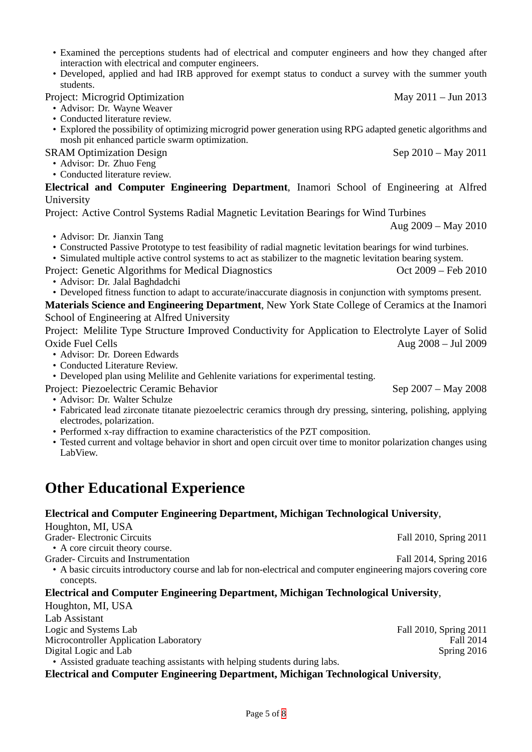- Examined the perceptions students had of electrical and computer engineers and how they changed after interaction with electrical and computer engineers.
- Developed, applied and had IRB approved for exempt status to conduct a survey with the summer youth students.

Project: Microgrid Optimization May 2011 – Jun 2013

- Advisor: Dr. Wayne Weaver
- Conducted literature review.
- Explored the possibility of optimizing microgrid power generation using RPG adapted genetic algorithms and mosh pit enhanced particle swarm optimization.

SRAM Optimization Design Sep 2010 – May 2011

- Advisor: Dr. Zhuo Feng
- Conducted literature review.

**Electrical and Computer Engineering Department**, Inamori School of Engineering at Alfred University

Project: Active Control Systems Radial Magnetic Levitation Bearings for Wind Turbines
Aug 2009 – May 2010

- Advisor: Dr. Jianxin Tang
- Constructed Passive Prototype to test feasibility of radial magnetic levitation bearings for wind turbines.
- Simulated multiple active control systems to act as stabilizer to the magnetic levitation bearing system.

Project: Genetic Algorithms for Medical Diagnostics Oct 2009 – Feb 2010

- Advisor: Dr. Jalal Baghdadchi
- Developed fitness function to adapt to accurate/inaccurate diagnosis in conjunction with symptoms present.

**Materials Science and Engineering Department**, New York State College of Ceramics at the Inamori School of Engineering at Alfred University

Project: Melilite Type Structure Improved Conductivity for Application to Electrolyte Layer of Solid Oxide Fuel Cells Aug 2008 – Jul 2009

- Advisor: Dr. Doreen Edwards
- Conducted Literature Review.
- Developed plan using Melilite and Gehlenite variations for experimental testing.

Project: Piezoelectric Ceramic Behavior Sep 2007 – May 2008

- Advisor: Dr. Walter Schulze
- Fabricated lead zirconate titanate piezoelectric ceramics through dry pressing, sintering, polishing, applying electrodes, polarization.
- Performed x-ray diffraction to examine characteristics of the PZT composition.
- Tested current and voltage behavior in short and open circuit over time to monitor polarization changes using LabView.

# Other Educational Experience

**Electrical and Computer Engineering Department, Michigan Technological University**,
Houghton, MI, USA

Grader- Electronic Circuits Fall 2010, Spring 2011

- A core circuit theory course.

Grader- Circuits and Instrumentation Fall 2014, Spring 2016

- A basic circuits introductory course and lab for non-electrical and computer engineering majors covering core concepts.

**Electrical and Computer Engineering Department, Michigan Technological University**,
Houghton, MI, USA

Lab Assistant

Logic and Systems Lab Fall 2010, Spring 2011

Microcontroller Application Laboratory Fall 2014

Digital Logic and Lab Spring 2016

- Assisted graduate teaching assistants with helping students during labs.

**Electrical and Computer Engineering Department, Michigan Technological University**,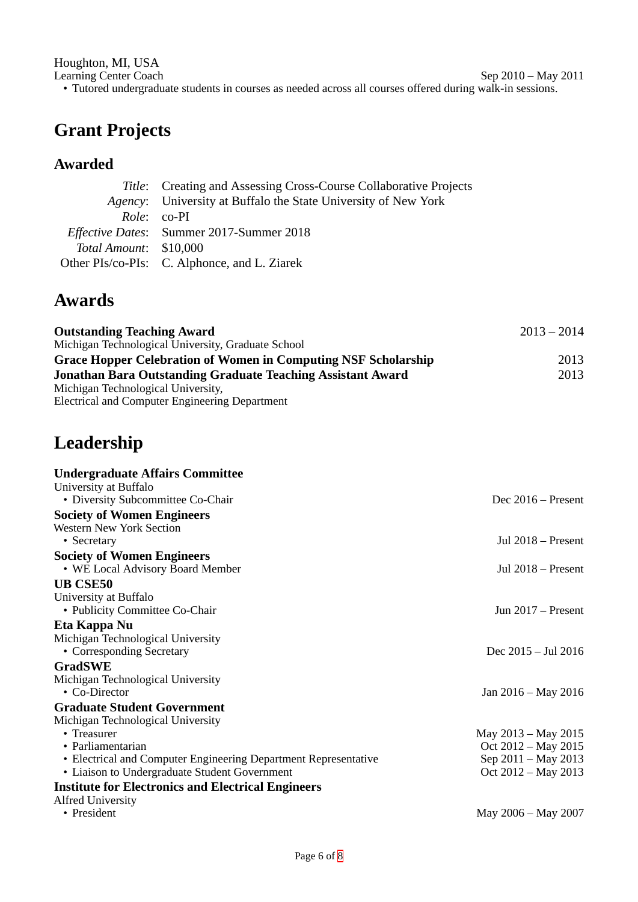Houghton, MI, USA

Learning Center Coach — Sep 2010 – May 2011

- Tutored undergraduate students in courses as needed across all courses offered during walk-in sessions.

# Grant Projects

## Awarded

| | |
|---|---|
| *Title*: | Creating and Assessing Cross-Course Collaborative Projects |
| *Agency*: | University at Buffalo the State University of New York |
| *Role*: | co-PI |
| *Effective Dates*: | Summer 2017-Summer 2018 |
| *Total Amount*: | $10,000 |
| Other PIs/co-PIs: | C. Alphonce, and L. Ziarek |

# Awards

**Outstanding Teaching Award** — 2013 – 2014
Michigan Technological University, Graduate School

**Grace Hopper Celebration of Women in Computing NSF Scholarship** — 2013

**Jonathan Bara Outstanding Graduate Teaching Assistant Award** — 2013
Michigan Technological University,
Electrical and Computer Engineering Department

# Leadership

**Undergraduate Affairs Committee**
University at Buffalo
- Diversity Subcommittee Co-Chair — Dec 2016 – Present

**Society of Women Engineers**
Western New York Section
- Secretary — Jul 2018 – Present

**Society of Women Engineers**
- WE Local Advisory Board Member — Jul 2018 – Present

**UB CSE50**
University at Buffalo
- Publicity Committee Co-Chair — Jun 2017 – Present

**Eta Kappa Nu**
Michigan Technological University
- Corresponding Secretary — Dec 2015 – Jul 2016

**GradSWE**
Michigan Technological University
- Co-Director — Jan 2016 – May 2016

**Graduate Student Government**
Michigan Technological University
- Treasurer — May 2013 – May 2015
- Parliamentarian — Oct 2012 – May 2015
- Electrical and Computer Engineering Department Representative — Sep 2011 – May 2013
- Liaison to Undergraduate Student Government — Oct 2012 – May 2013

**Institute for Electronics and Electrical Engineers**
Alfred University
- President — May 2006 – May 2007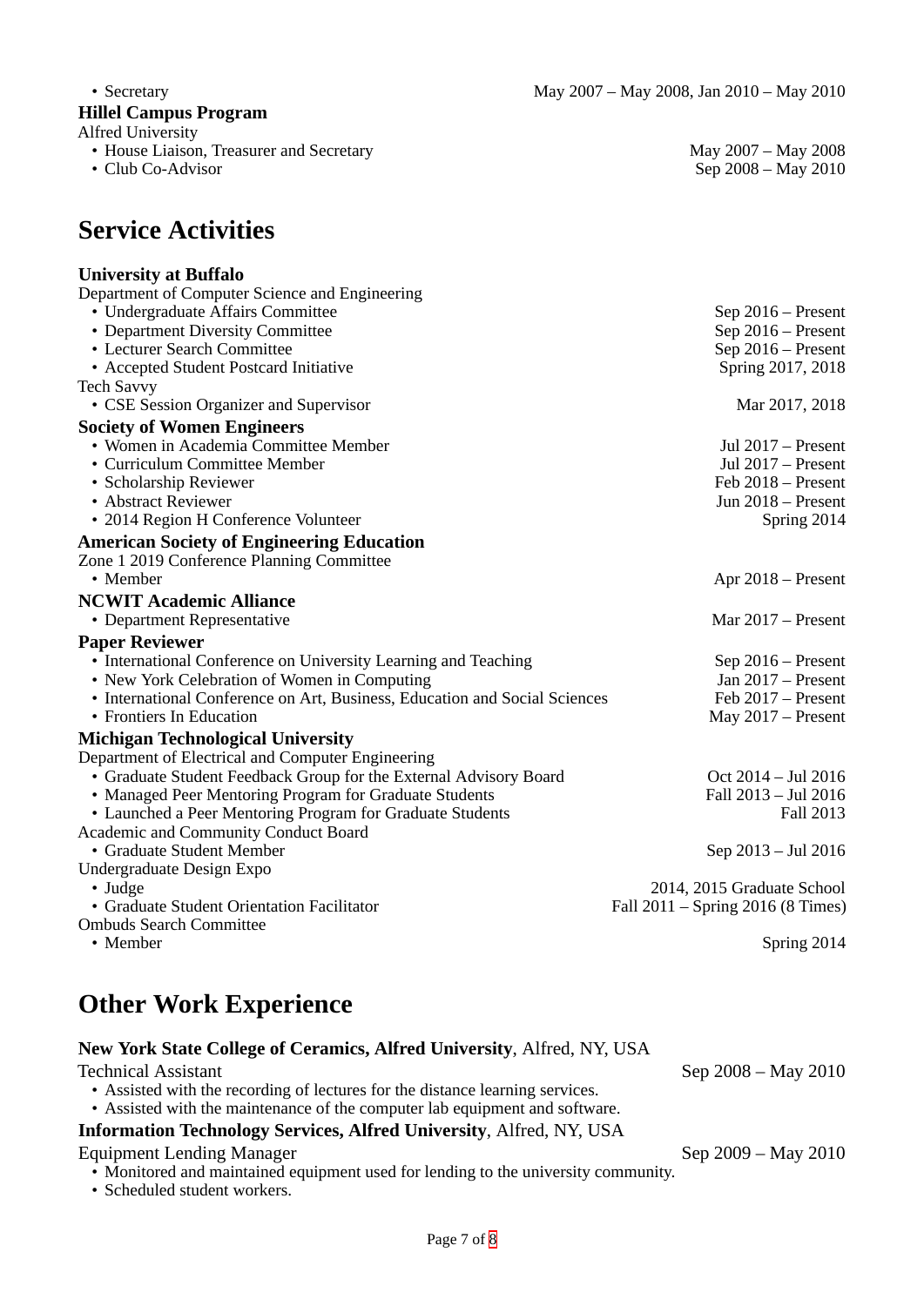- Secretary — May 2007 – May 2008, Jan 2010 – May 2010

**Hillel Campus Program**
Alfred University
- House Liaison, Treasurer and Secretary — May 2007 – May 2008
- Club Co-Advisor — Sep 2008 – May 2010

# Service Activities

**University at Buffalo**
Department of Computer Science and Engineering
- Undergraduate Affairs Committee — Sep 2016 – Present
- Department Diversity Committee — Sep 2016 – Present
- Lecturer Search Committee — Sep 2016 – Present
- Accepted Student Postcard Initiative — Spring 2017, 2018

Tech Savvy
- CSE Session Organizer and Supervisor — Mar 2017, 2018

**Society of Women Engineers**
- Women in Academia Committee Member — Jul 2017 – Present
- Curriculum Committee Member — Jul 2017 – Present
- Scholarship Reviewer — Feb 2018 – Present
- Abstract Reviewer — Jun 2018 – Present
- 2014 Region H Conference Volunteer — Spring 2014

**American Society of Engineering Education**
Zone 1 2019 Conference Planning Committee
- Member — Apr 2018 – Present

**NCWIT Academic Alliance**
- Department Representative — Mar 2017 – Present

**Paper Reviewer**
- International Conference on University Learning and Teaching — Sep 2016 – Present
- New York Celebration of Women in Computing — Jan 2017 – Present
- International Conference on Art, Business, Education and Social Sciences — Feb 2017 – Present
- Frontiers In Education — May 2017 – Present

**Michigan Technological University**
Department of Electrical and Computer Engineering
- Graduate Student Feedback Group for the External Advisory Board — Oct 2014 – Jul 2016
- Managed Peer Mentoring Program for Graduate Students — Fall 2013 – Jul 2016
- Launched a Peer Mentoring Program for Graduate Students — Fall 2013

Academic and Community Conduct Board
- Graduate Student Member — Sep 2013 – Jul 2016

Undergraduate Design Expo
- Judge — 2014, 2015 Graduate School
- Graduate Student Orientation Facilitator — Fall 2011 – Spring 2016 (8 Times)

Ombuds Search Committee
- Member — Spring 2014

# Other Work Experience

**New York State College of Ceramics, Alfred University**, Alfred, NY, USA
Technical Assistant — Sep 2008 – May 2010
- Assisted with the recording of lectures for the distance learning services.
- Assisted with the maintenance of the computer lab equipment and software.

**Information Technology Services, Alfred University**, Alfred, NY, USA
Equipment Lending Manager — Sep 2009 – May 2010
- Monitored and maintained equipment used for lending to the university community.
- Scheduled student workers.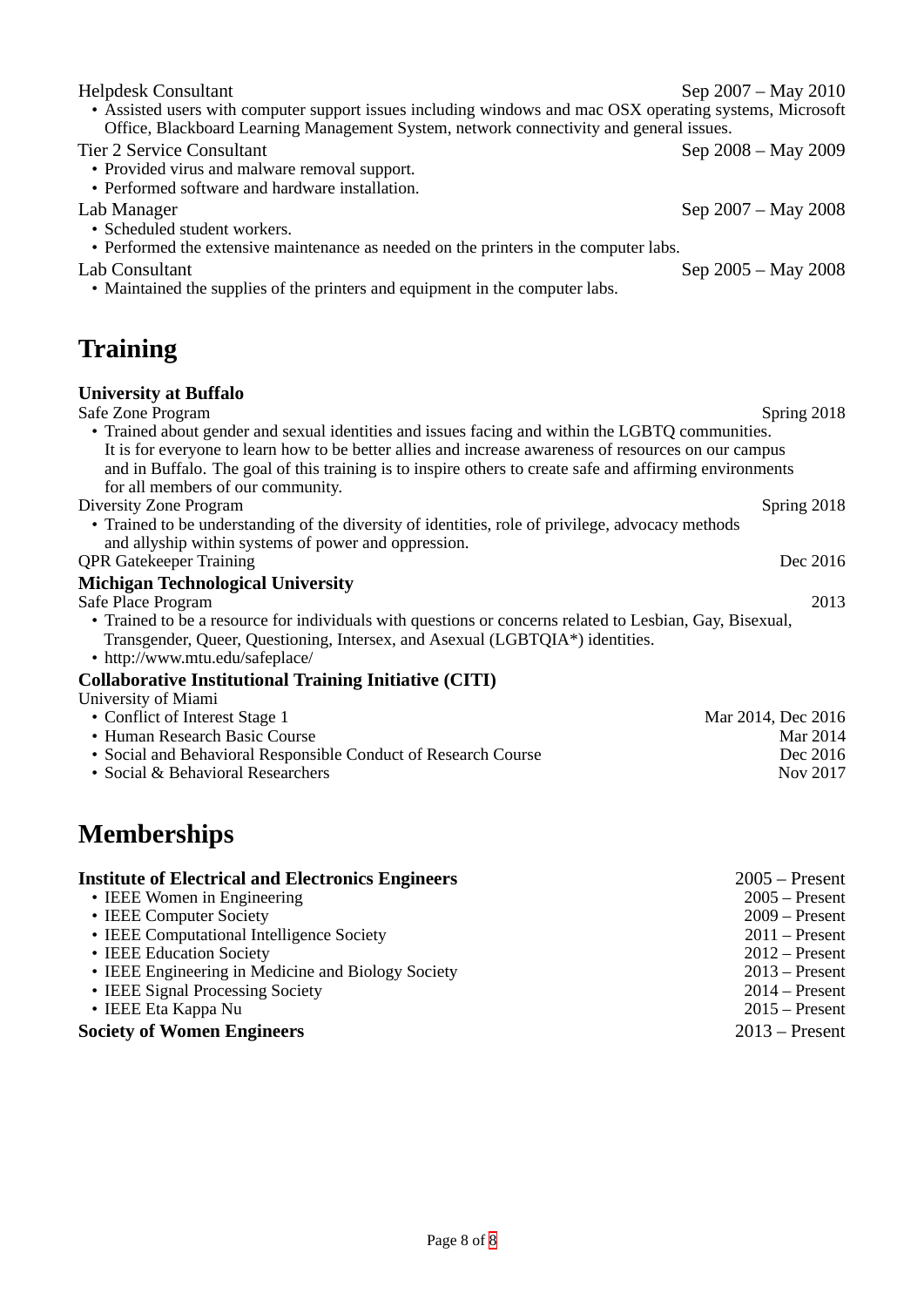Helpdesk Consultant Sep 2007 – May 2010

- Assisted users with computer support issues including windows and mac OSX operating systems, Microsoft Office, Blackboard Learning Management System, network connectivity and general issues.

Tier 2 Service Consultant Sep 2008 – May 2009

- Provided virus and malware removal support.
- Performed software and hardware installation.

Lab Manager Sep 2007 – May 2008

- Scheduled student workers.
- Performed the extensive maintenance as needed on the printers in the computer labs.

Lab Consultant Sep 2005 – May 2008

- Maintained the supplies of the printers and equipment in the computer labs.

# Training

**University at Buffalo**

Safe Zone Program Spring 2018

- Trained about gender and sexual identities and issues facing and within the LGBTQ communities. It is for everyone to learn how to be better allies and increase awareness of resources on our campus and in Buffalo. The goal of this training is to inspire others to create safe and affirming environments for all members of our community.

Diversity Zone Program Spring 2018

- Trained to be understanding of the diversity of identities, role of privilege, advocacy methods and allyship within systems of power and oppression.

QPR Gatekeeper Training Dec 2016

**Michigan Technological University**

Safe Place Program 2013

- Trained to be a resource for individuals with questions or concerns related to Lesbian, Gay, Bisexual, Transgender, Queer, Questioning, Intersex, and Asexual (LGBTQIA*) identities.
- http://www.mtu.edu/safeplace/

**Collaborative Institutional Training Initiative (CITI)**

University of Miami

- Conflict of Interest Stage 1 Mar 2014, Dec 2016
- Human Research Basic Course Mar 2014
- Social and Behavioral Responsible Conduct of Research Course Dec 2016
- Social & Behavioral Researchers Nov 2017

# Memberships

**Institute of Electrical and Electronics Engineers** 2005 – Present

- IEEE Women in Engineering 2005 – Present
- IEEE Computer Society 2009 – Present
- IEEE Computational Intelligence Society 2011 – Present
- IEEE Education Society 2012 – Present
- IEEE Engineering in Medicine and Biology Society 2013 – Present
- IEEE Signal Processing Society 2014 – Present
- IEEE Eta Kappa Nu 2015 – Present

**Society of Women Engineers** 2013 – Present